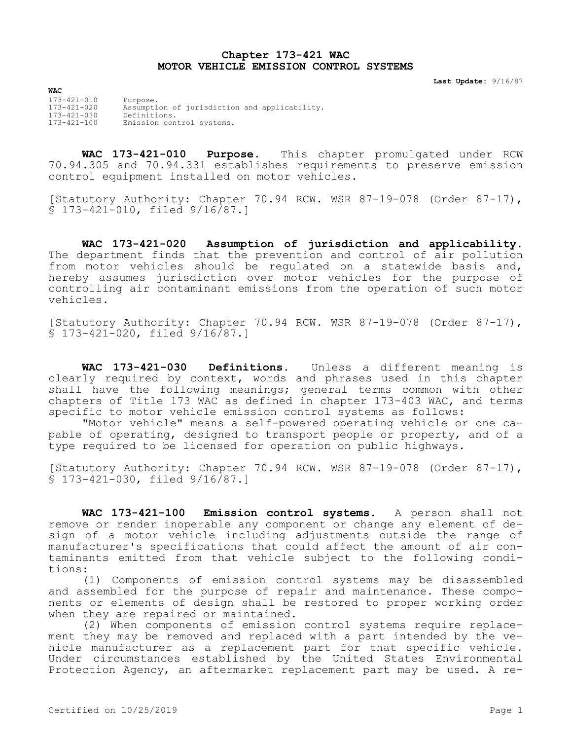# Chapter 173-421 WAC
# MOTOR VEHICLE EMISSION CONTROL SYSTEMS

**Last Update:** 9/16/87

**WAC**

| | |
|---|---|
| 173-421-010 | Purpose. |
| 173-421-020 | Assumption of jurisdiction and applicability. |
| 173-421-030 | Definitions. |
| 173-421-100 | Emission control systems. |

**WAC 173-421-010 Purpose.** This chapter promulgated under RCW 70.94.305 and 70.94.331 establishes requirements to preserve emission control equipment installed on motor vehicles.

[Statutory Authority: Chapter 70.94 RCW. WSR 87-19-078 (Order 87-17), § 173-421-010, filed 9/16/87.]

**WAC 173-421-020 Assumption of jurisdiction and applicability.** The department finds that the prevention and control of air pollution from motor vehicles should be regulated on a statewide basis and, hereby assumes jurisdiction over motor vehicles for the purpose of controlling air contaminant emissions from the operation of such motor vehicles.

[Statutory Authority: Chapter 70.94 RCW. WSR 87-19-078 (Order 87-17), § 173-421-020, filed 9/16/87.]

**WAC 173-421-030 Definitions.** Unless a different meaning is clearly required by context, words and phrases used in this chapter shall have the following meanings; general terms common with other chapters of Title 173 WAC as defined in chapter 173-403 WAC, and terms specific to motor vehicle emission control systems as follows:

"Motor vehicle" means a self-powered operating vehicle or one capable of operating, designed to transport people or property, and of a type required to be licensed for operation on public highways.

[Statutory Authority: Chapter 70.94 RCW. WSR 87-19-078 (Order 87-17), § 173-421-030, filed 9/16/87.]

**WAC 173-421-100 Emission control systems.** A person shall not remove or render inoperable any component or change any element of design of a motor vehicle including adjustments outside the range of manufacturer's specifications that could affect the amount of air contaminants emitted from that vehicle subject to the following conditions:

(1) Components of emission control systems may be disassembled and assembled for the purpose of repair and maintenance. These components or elements of design shall be restored to proper working order when they are repaired or maintained.

(2) When components of emission control systems require replacement they may be removed and replaced with a part intended by the vehicle manufacturer as a replacement part for that specific vehicle. Under circumstances established by the United States Environmental Protection Agency, an aftermarket replacement part may be used. A re-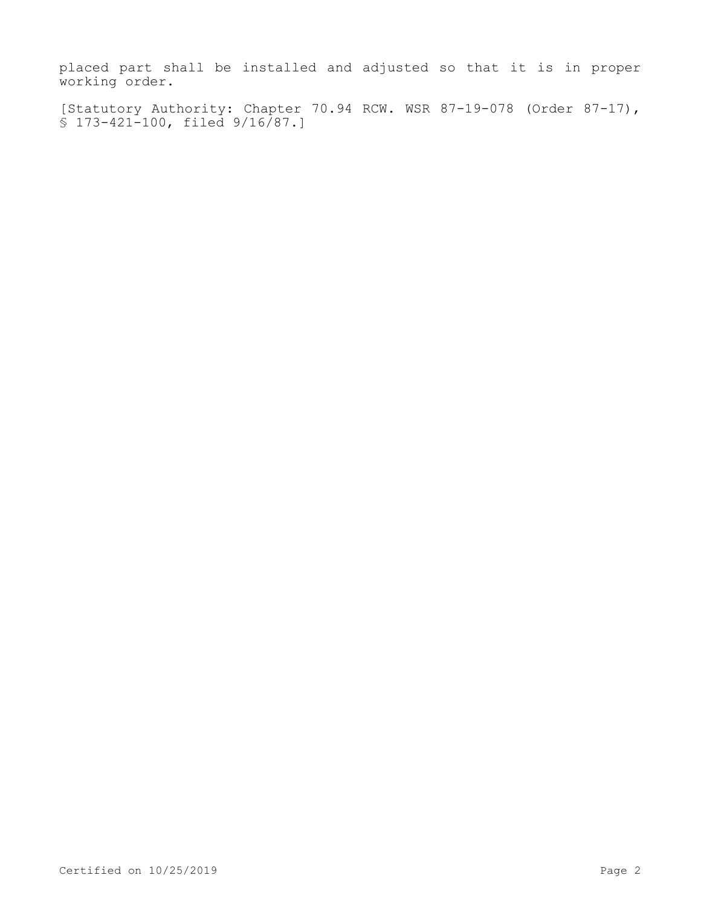placed part shall be installed and adjusted so that it is in proper working order.

[Statutory Authority: Chapter 70.94 RCW. WSR 87-19-078 (Order 87-17), § 173-421-100, filed 9/16/87.]